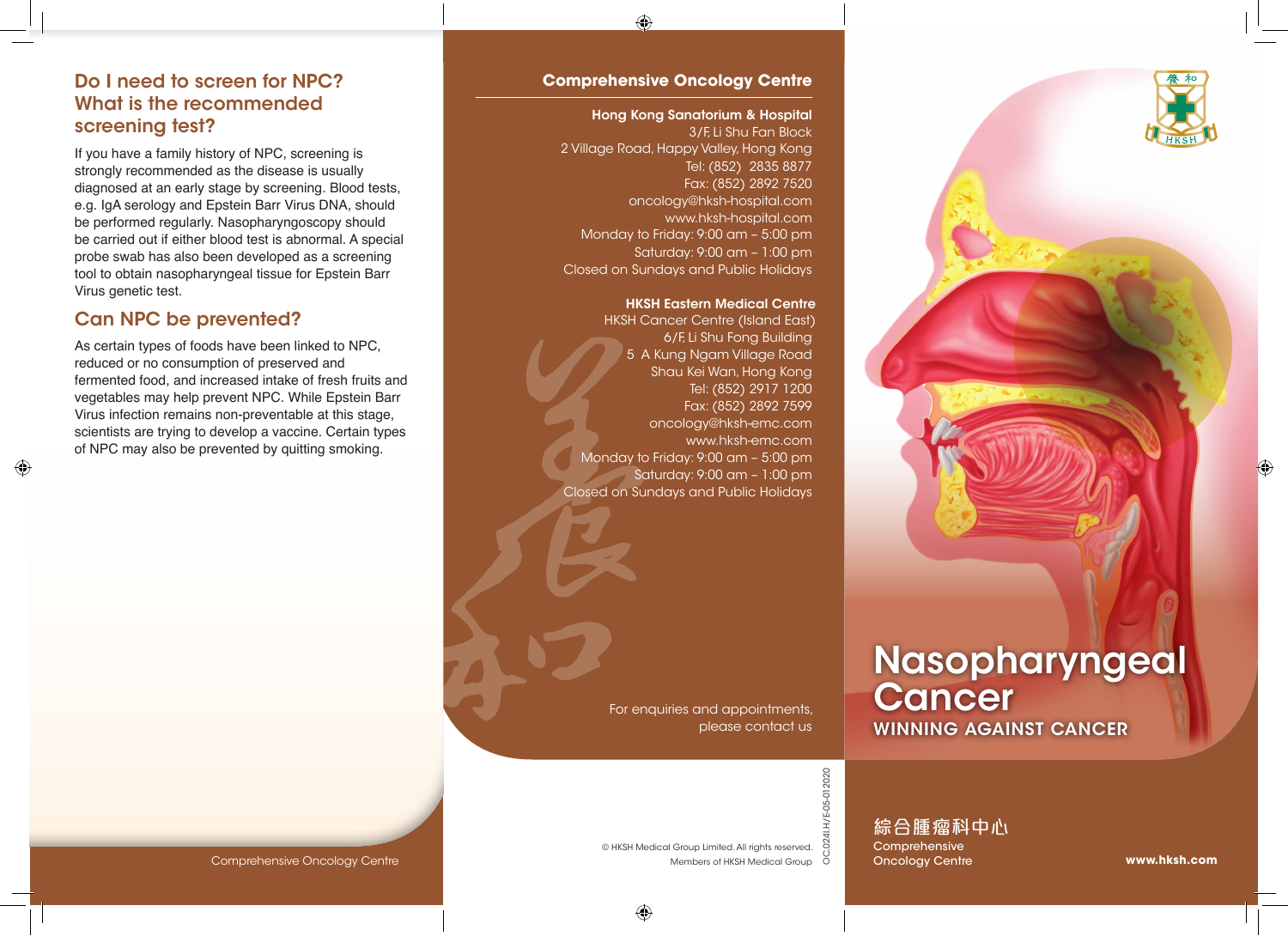## Do I need to screen for NPC? What is the recommended screening test?

If you have a family history of NPC, screening is strongly recommended as the disease is usually diagnosed at an early stage by screening. Blood tests, e.g. IgA serology and Epstein Barr Virus DNA, should be performed regularly. Nasopharyngoscopy should be carried out if either blood test is abnormal. A special probe swab has also been developed as a screening tool to obtain nasopharyngeal tissue for Epstein Barr Virus genetic test.

## Can NPC be prevented?

As certain types of foods have been linked to NPC, reduced or no consumption of preserved and fermented food, and increased intake of fresh fruits and vegetables may help prevent NPC. While Epstein Barr Virus infection remains non-preventable at this stage, scientists are trying to develop a vaccine. Certain types of NPC may also be prevented by quitting smoking.

Comprehensive Oncology Centre

## Comprehensive Oncology Centre

**Hong Kong Sanatorium & Hospital**
3/F, Li Shu Fan Block
2 Village Road, Happy Valley, Hong Kong
Tel: (852) 2835 8877
Fax: (852) 2892 7520
oncology@hksh-hospital.com
www.hksh-hospital.com
Monday to Friday: 9:00 am – 5:00 pm
Saturday: 9:00 am – 1:00 pm
Closed on Sundays and Public Holidays

**HKSH Eastern Medical Centre**
HKSH Cancer Centre (Island East)
6/F, Li Shu Fong Building
5 A Kung Ngam Village Road
Shau Kei Wan, Hong Kong
Tel: (852) 2917 1200
Fax: (852) 2892 7599
oncology@hksh-emc.com
www.hksh-emc.com
Monday to Friday: 9:00 am – 5:00 pm
Saturday: 9:00 am – 1:00 pm
Closed on Sundays and Public Holidays

For enquiries and appointments, please contact us

© HKSH Medical Group Limited. All rights reserved.
Members of HKSH Medical Group

OC.024I.H/E-05-012020

# Nasopharyngeal Cancer

**WINNING AGAINST CANCER**

綜合腫瘤科中心
Comprehensive Oncology Centre

**www.hksh.com**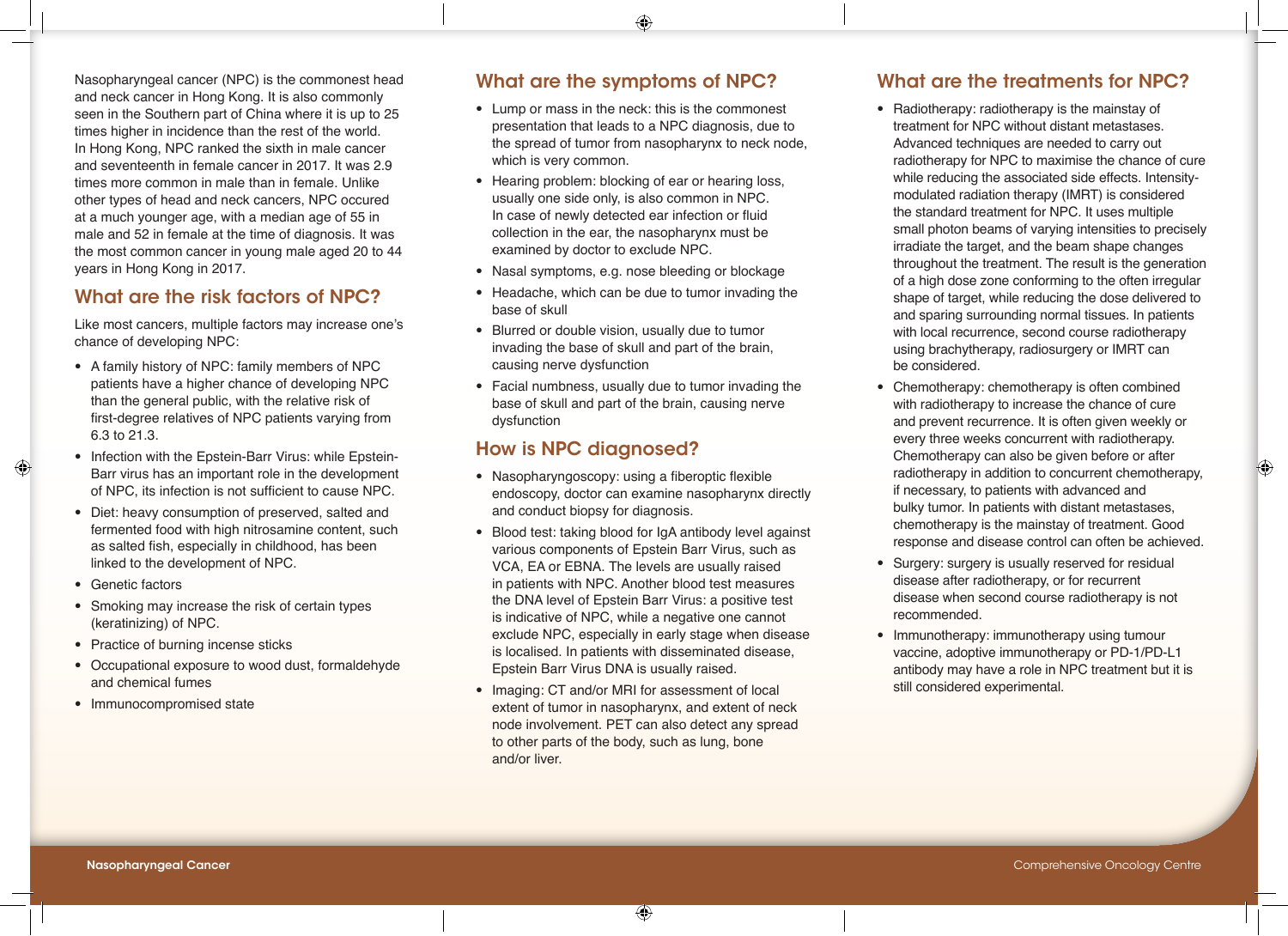Nasopharyngeal cancer (NPC) is the commonest head and neck cancer in Hong Kong. It is also commonly seen in the Southern part of China where it is up to 25 times higher in incidence than the rest of the world. In Hong Kong, NPC ranked the sixth in male cancer and seventeenth in female cancer in 2017. It was 2.9 times more common in male than in female. Unlike other types of head and neck cancers, NPC occured at a much younger age, with a median age of 55 in male and 52 in female at the time of diagnosis. It was the most common cancer in young male aged 20 to 44 years in Hong Kong in 2017.

## What are the risk factors of NPC?

Like most cancers, multiple factors may increase one's chance of developing NPC:

- A family history of NPC: family members of NPC patients have a higher chance of developing NPC than the general public, with the relative risk of first-degree relatives of NPC patients varying from 6.3 to 21.3.
- Infection with the Epstein-Barr Virus: while Epstein-Barr virus has an important role in the development of NPC, its infection is not sufficient to cause NPC.
- Diet: heavy consumption of preserved, salted and fermented food with high nitrosamine content, such as salted fish, especially in childhood, has been linked to the development of NPC.
- Genetic factors
- Smoking may increase the risk of certain types (keratinizing) of NPC.
- Practice of burning incense sticks
- Occupational exposure to wood dust, formaldehyde and chemical fumes
- Immunocompromised state

## What are the symptoms of NPC?

- Lump or mass in the neck: this is the commonest presentation that leads to a NPC diagnosis, due to the spread of tumor from nasopharynx to neck node, which is very common.
- Hearing problem: blocking of ear or hearing loss, usually one side only, is also common in NPC. In case of newly detected ear infection or fluid collection in the ear, the nasopharynx must be examined by doctor to exclude NPC.
- Nasal symptoms, e.g. nose bleeding or blockage
- Headache, which can be due to tumor invading the base of skull
- Blurred or double vision, usually due to tumor invading the base of skull and part of the brain, causing nerve dysfunction
- Facial numbness, usually due to tumor invading the base of skull and part of the brain, causing nerve dysfunction

## How is NPC diagnosed?

- Nasopharyngoscopy: using a fiberoptic flexible endoscopy, doctor can examine nasopharynx directly and conduct biopsy for diagnosis.
- Blood test: taking blood for IgA antibody level against various components of Epstein Barr Virus, such as VCA, EA or EBNA. The levels are usually raised in patients with NPC. Another blood test measures the DNA level of Epstein Barr Virus: a positive test is indicative of NPC, while a negative one cannot exclude NPC, especially in early stage when disease is localised. In patients with disseminated disease, Epstein Barr Virus DNA is usually raised.
- Imaging: CT and/or MRI for assessment of local extent of tumor in nasopharynx, and extent of neck node involvement. PET can also detect any spread to other parts of the body, such as lung, bone and/or liver.

## What are the treatments for NPC?

- Radiotherapy: radiotherapy is the mainstay of treatment for NPC without distant metastases. Advanced techniques are needed to carry out radiotherapy for NPC to maximise the chance of cure while reducing the associated side effects. Intensity-modulated radiation therapy (IMRT) is considered the standard treatment for NPC. It uses multiple small photon beams of varying intensities to precisely irradiate the target, and the beam shape changes throughout the treatment. The result is the generation of a high dose zone conforming to the often irregular shape of target, while reducing the dose delivered to and sparing surrounding normal tissues. In patients with local recurrence, second course radiotherapy using brachytherapy, radiosurgery or IMRT can be considered.
- Chemotherapy: chemotherapy is often combined with radiotherapy to increase the chance of cure and prevent recurrence. It is often given weekly or every three weeks concurrent with radiotherapy. Chemotherapy can also be given before or after radiotherapy in addition to concurrent chemotherapy, if necessary, to patients with advanced and bulky tumor. In patients with distant metastases, chemotherapy is the mainstay of treatment. Good response and disease control can often be achieved.
- Surgery: surgery is usually reserved for residual disease after radiotherapy, or for recurrent disease when second course radiotherapy is not recommended.
- Immunotherapy: immunotherapy using tumour vaccine, adoptive immunotherapy or PD-1/PD-L1 antibody may have a role in NPC treatment but it is still considered experimental.